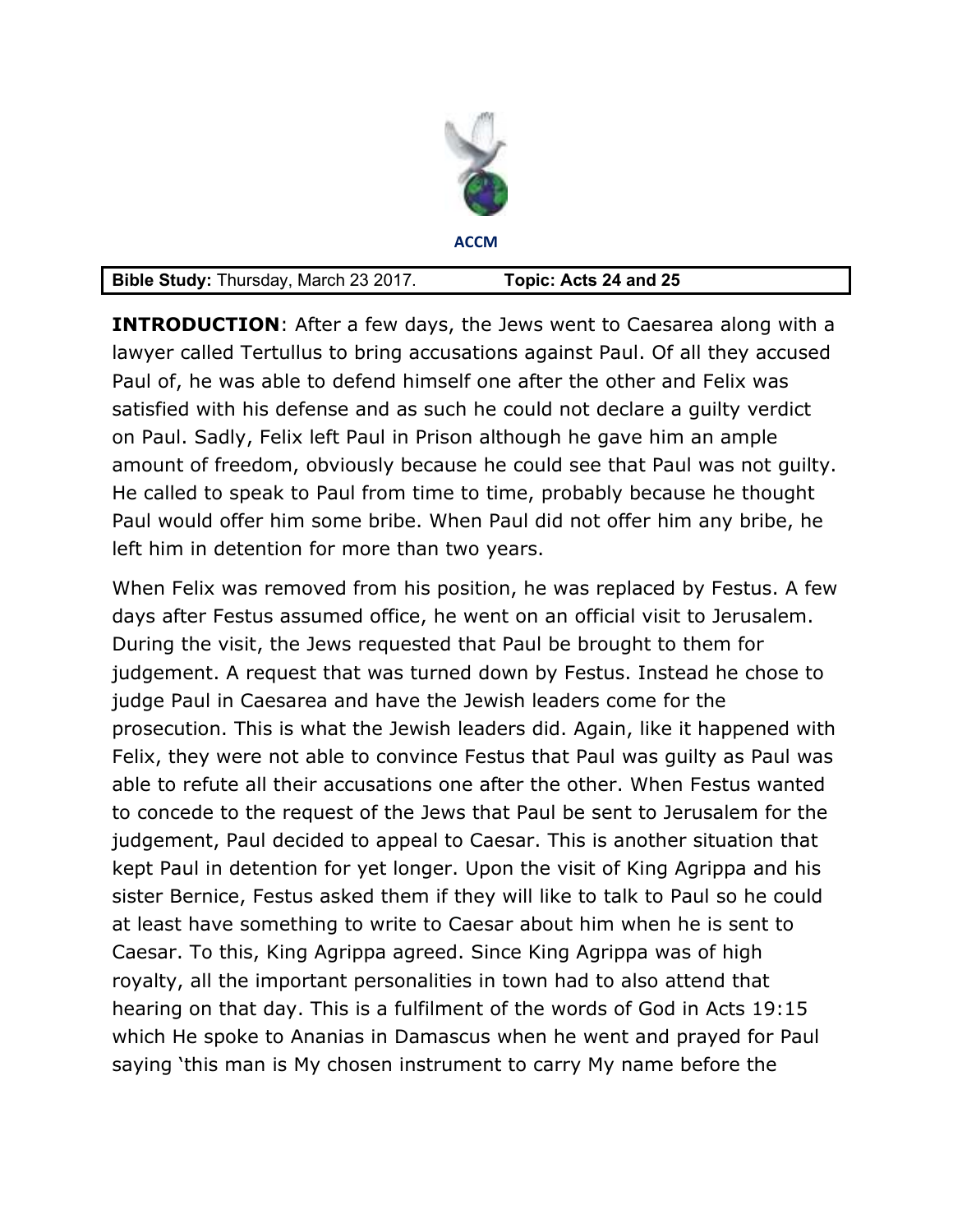ACCM

| **Bible Study:** Thursday, March 23 2017. | **Topic: Acts 24 and 25** |
|---|---|

**INTRODUCTION**: After a few days, the Jews went to Caesarea along with a lawyer called Tertullus to bring accusations against Paul. Of all they accused Paul of, he was able to defend himself one after the other and Felix was satisfied with his defense and as such he could not declare a guilty verdict on Paul. Sadly, Felix left Paul in Prison although he gave him an ample amount of freedom, obviously because he could see that Paul was not guilty. He called to speak to Paul from time to time, probably because he thought Paul would offer him some bribe. When Paul did not offer him any bribe, he left him in detention for more than two years.

When Felix was removed from his position, he was replaced by Festus. A few days after Festus assumed office, he went on an official visit to Jerusalem. During the visit, the Jews requested that Paul be brought to them for judgement. A request that was turned down by Festus. Instead he chose to judge Paul in Caesarea and have the Jewish leaders come for the prosecution. This is what the Jewish leaders did. Again, like it happened with Felix, they were not able to convince Festus that Paul was guilty as Paul was able to refute all their accusations one after the other. When Festus wanted to concede to the request of the Jews that Paul be sent to Jerusalem for the judgement, Paul decided to appeal to Caesar. This is another situation that kept Paul in detention for yet longer. Upon the visit of King Agrippa and his sister Bernice, Festus asked them if they will like to talk to Paul so he could at least have something to write to Caesar about him when he is sent to Caesar. To this, King Agrippa agreed. Since King Agrippa was of high royalty, all the important personalities in town had to also attend that hearing on that day. This is a fulfilment of the words of God in Acts 19:15 which He spoke to Ananias in Damascus when he went and prayed for Paul saying 'this man is My chosen instrument to carry My name before the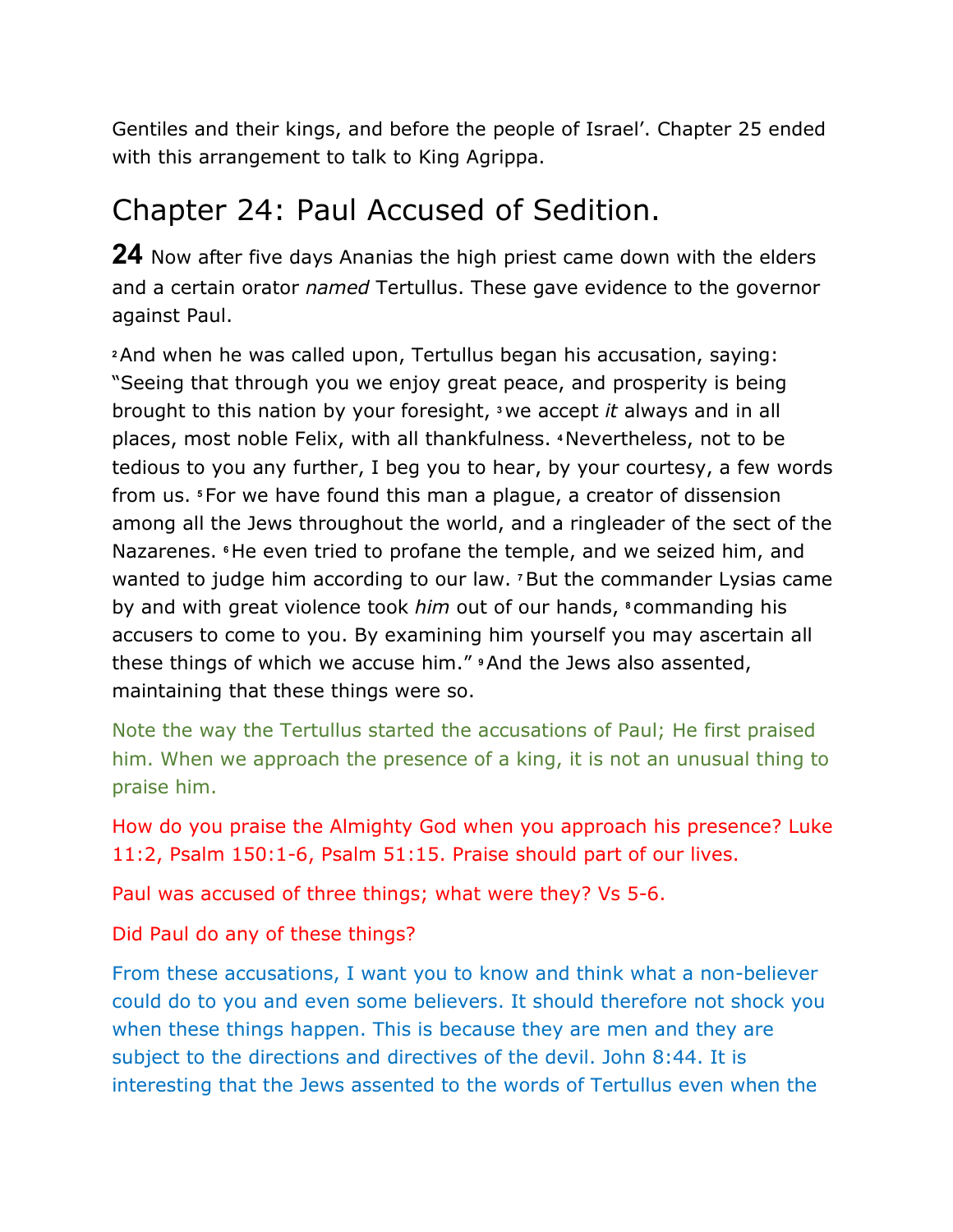Gentiles and their kings, and before the people of Israel'. Chapter 25 ended with this arrangement to talk to King Agrippa.

## Chapter 24: Paul Accused of Sedition.

**24** Now after five days Ananias the high priest came down with the elders and a certain orator *named* Tertullus. These gave evidence to the governor against Paul.

[2] And when he was called upon, Tertullus began his accusation, saying: "Seeing that through you we enjoy great peace, and prosperity is being brought to this nation by your foresight, [3] we accept *it* always and in all places, most noble Felix, with all thankfulness. [4] Nevertheless, not to be tedious to you any further, I beg you to hear, by your courtesy, a few words from us. [5] For we have found this man a plague, a creator of dissension among all the Jews throughout the world, and a ringleader of the sect of the Nazarenes. [6] He even tried to profane the temple, and we seized him, and wanted to judge him according to our law. [7] But the commander Lysias came by and with great violence took *him* out of our hands, [8] commanding his accusers to come to you. By examining him yourself you may ascertain all these things of which we accuse him." [9] And the Jews also assented, maintaining that these things were so.

Note the way the Tertullus started the accusations of Paul; He first praised him. When we approach the presence of a king, it is not an unusual thing to praise him.

How do you praise the Almighty God when you approach his presence? Luke 11:2, Psalm 150:1-6, Psalm 51:15. Praise should part of our lives.

Paul was accused of three things; what were they? Vs 5-6.

Did Paul do any of these things?

From these accusations, I want you to know and think what a non-believer could do to you and even some believers. It should therefore not shock you when these things happen. This is because they are men and they are subject to the directions and directives of the devil. John 8:44. It is interesting that the Jews assented to the words of Tertullus even when the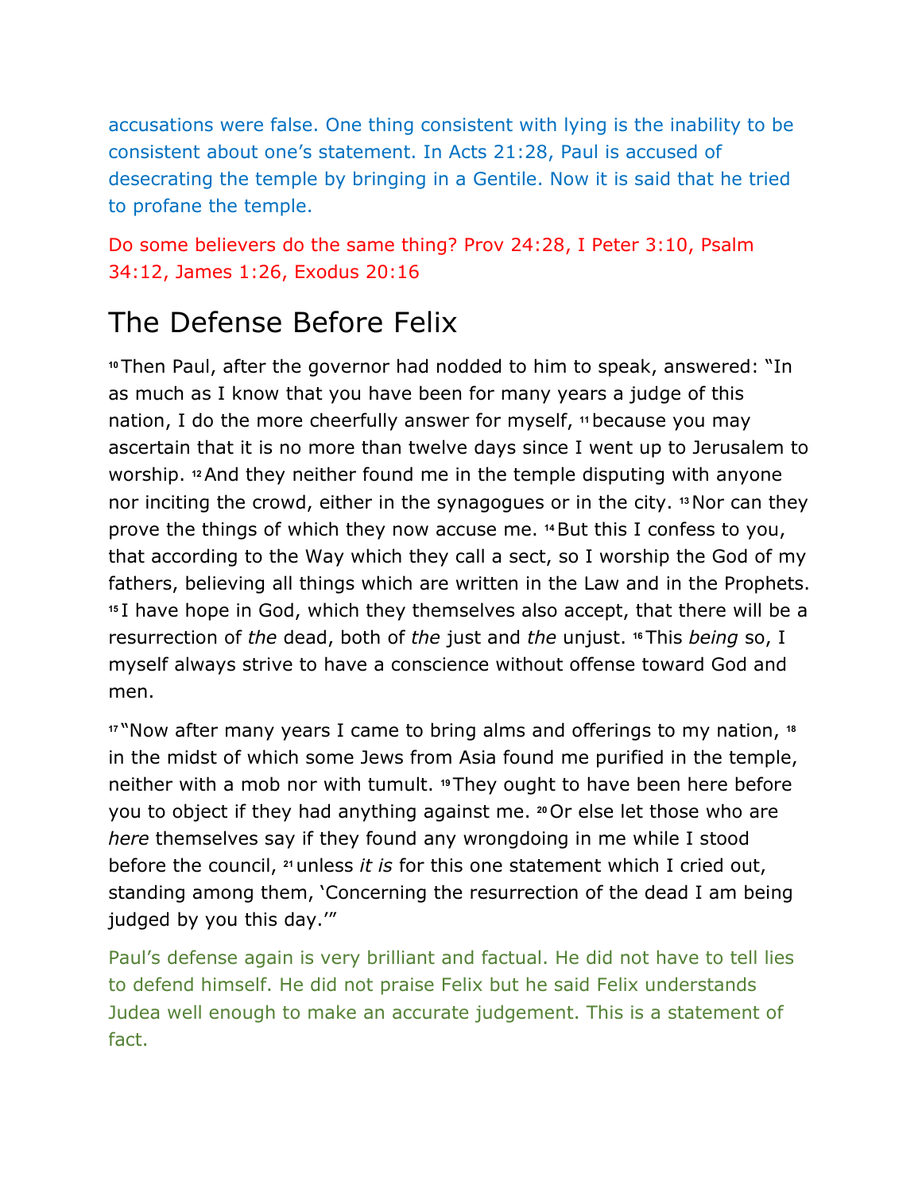accusations were false. One thing consistent with lying is the inability to be consistent about one's statement. In Acts 21:28, Paul is accused of desecrating the temple by bringing in a Gentile. Now it is said that he tried to profane the temple.

Do some believers do the same thing? Prov 24:28, I Peter 3:10, Psalm 34:12, James 1:26, Exodus 20:16

## The Defense Before Felix

[10] Then Paul, after the governor had nodded to him to speak, answered: "In as much as I know that you have been for many years a judge of this nation, I do the more cheerfully answer for myself, [11] because you may ascertain that it is no more than twelve days since I went up to Jerusalem to worship. [12] And they neither found me in the temple disputing with anyone nor inciting the crowd, either in the synagogues or in the city. [13] Nor can they prove the things of which they now accuse me. [14] But this I confess to you, that according to the Way which they call a sect, so I worship the God of my fathers, believing all things which are written in the Law and in the Prophets. [15] I have hope in God, which they themselves also accept, that there will be a resurrection of *the* dead, both of *the* just and *the* unjust. [16] This *being* so, I myself always strive to have a conscience without offense toward God and men.

[17] "Now after many years I came to bring alms and offerings to my nation, [18] in the midst of which some Jews from Asia found me purified in the temple, neither with a mob nor with tumult. [19] They ought to have been here before you to object if they had anything against me. [20] Or else let those who are *here* themselves say if they found any wrongdoing in me while I stood before the council, [21] unless *it is* for this one statement which I cried out, standing among them, 'Concerning the resurrection of the dead I am being judged by you this day.'"

Paul's defense again is very brilliant and factual. He did not have to tell lies to defend himself. He did not praise Felix but he said Felix understands Judea well enough to make an accurate judgement. This is a statement of fact.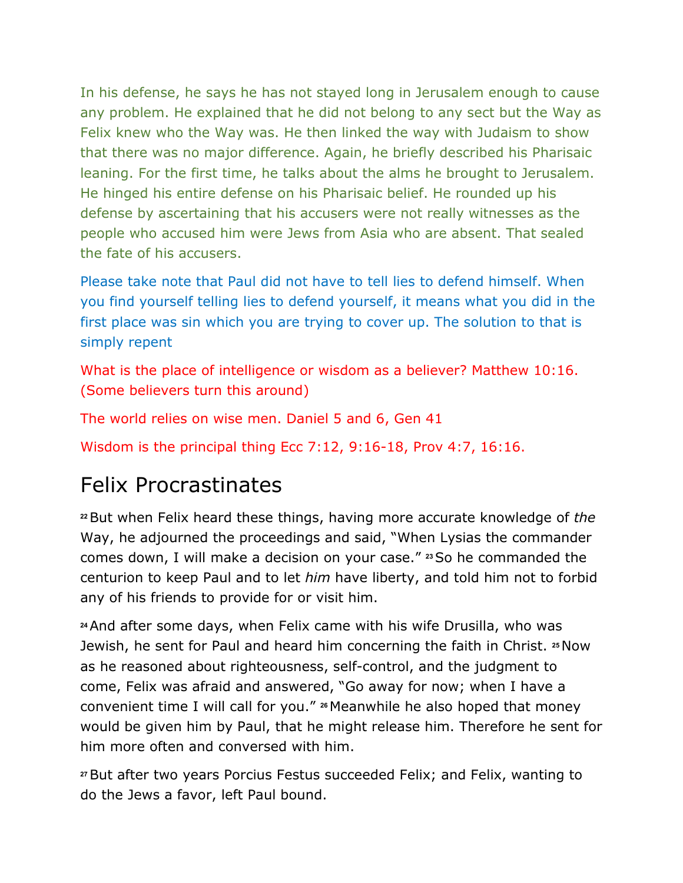In his defense, he says he has not stayed long in Jerusalem enough to cause any problem. He explained that he did not belong to any sect but the Way as Felix knew who the Way was. He then linked the way with Judaism to show that there was no major difference. Again, he briefly described his Pharisaic leaning. For the first time, he talks about the alms he brought to Jerusalem. He hinged his entire defense on his Pharisaic belief. He rounded up his defense by ascertaining that his accusers were not really witnesses as the people who accused him were Jews from Asia who are absent. That sealed the fate of his accusers.

Please take note that Paul did not have to tell lies to defend himself. When you find yourself telling lies to defend yourself, it means what you did in the first place was sin which you are trying to cover up. The solution to that is simply repent

What is the place of intelligence or wisdom as a believer? Matthew 10:16. (Some believers turn this around)

The world relies on wise men. Daniel 5 and 6, Gen 41

Wisdom is the principal thing Ecc 7:12, 9:16-18, Prov 4:7, 16:16.

## Felix Procrastinates

[22] But when Felix heard these things, having more accurate knowledge of *the* Way, he adjourned the proceedings and said, “When Lysias the commander comes down, I will make a decision on your case.” [23] So he commanded the centurion to keep Paul and to let *him* have liberty, and told him not to forbid any of his friends to provide for or visit him.

[24] And after some days, when Felix came with his wife Drusilla, who was Jewish, he sent for Paul and heard him concerning the faith in Christ. [25] Now as he reasoned about righteousness, self-control, and the judgment to come, Felix was afraid and answered, “Go away for now; when I have a convenient time I will call for you.” [26] Meanwhile he also hoped that money would be given him by Paul, that he might release him. Therefore he sent for him more often and conversed with him.

[27] But after two years Porcius Festus succeeded Felix; and Felix, wanting to do the Jews a favor, left Paul bound.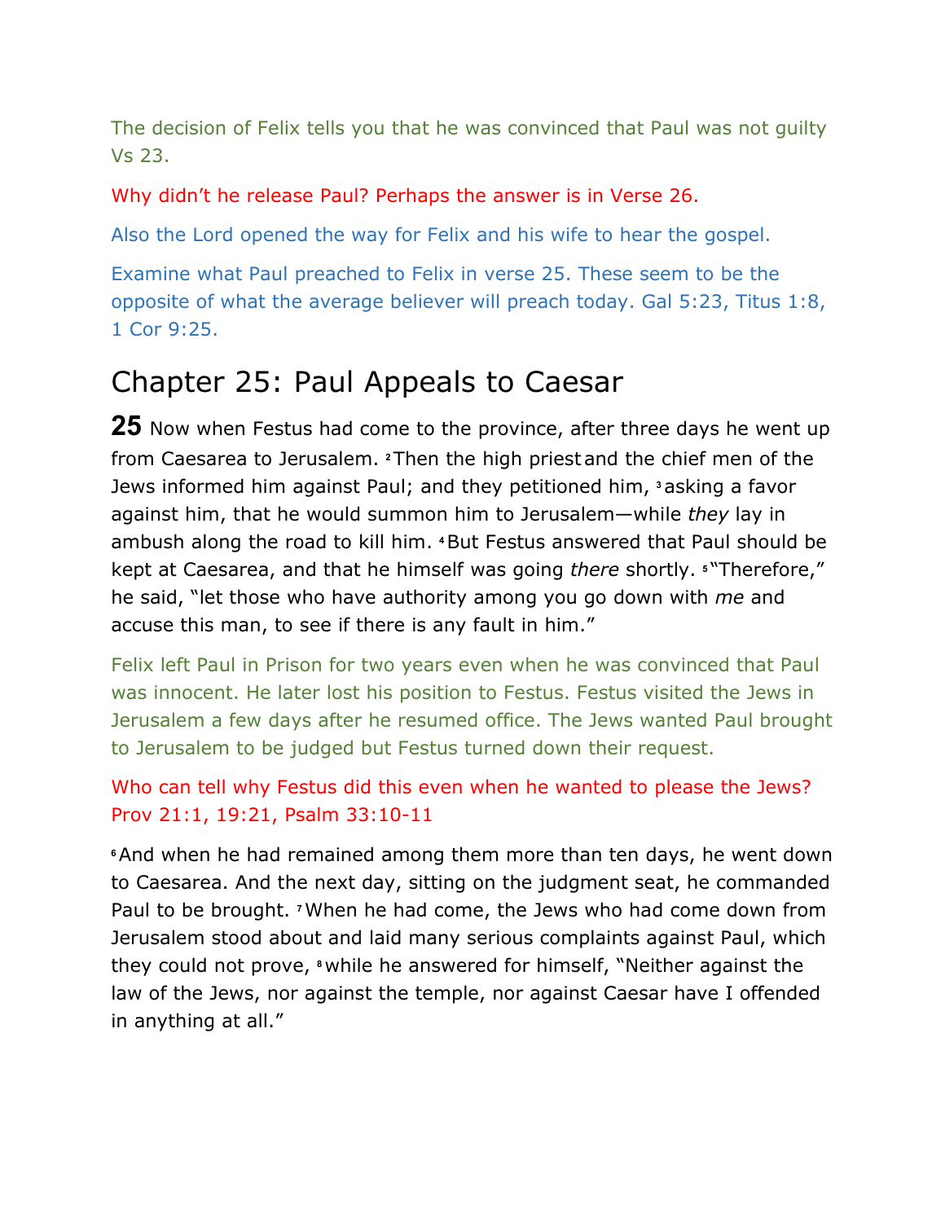The decision of Felix tells you that he was convinced that Paul was not guilty Vs 23.

Why didn't he release Paul? Perhaps the answer is in Verse 26.

Also the Lord opened the way for Felix and his wife to hear the gospel.

Examine what Paul preached to Felix in verse 25. These seem to be the opposite of what the average believer will preach today. Gal 5:23, Titus 1:8, 1 Cor 9:25.

# Chapter 25: Paul Appeals to Caesar

**25** Now when Festus had come to the province, after three days he went up from Caesarea to Jerusalem. [2] Then the high priest and the chief men of the Jews informed him against Paul; and they petitioned him, [3] asking a favor against him, that he would summon him to Jerusalem—while *they* lay in ambush along the road to kill him. [4] But Festus answered that Paul should be kept at Caesarea, and that he himself was going *there* shortly. [5] "Therefore," he said, "let those who have authority among you go down with *me* and accuse this man, to see if there is any fault in him."

Felix left Paul in Prison for two years even when he was convinced that Paul was innocent. He later lost his position to Festus. Festus visited the Jews in Jerusalem a few days after he resumed office. The Jews wanted Paul brought to Jerusalem to be judged but Festus turned down their request.

Who can tell why Festus did this even when he wanted to please the Jews? Prov 21:1, 19:21, Psalm 33:10-11

[6] And when he had remained among them more than ten days, he went down to Caesarea. And the next day, sitting on the judgment seat, he commanded Paul to be brought. [7] When he had come, the Jews who had come down from Jerusalem stood about and laid many serious complaints against Paul, which they could not prove, [8] while he answered for himself, "Neither against the law of the Jews, nor against the temple, nor against Caesar have I offended in anything at all."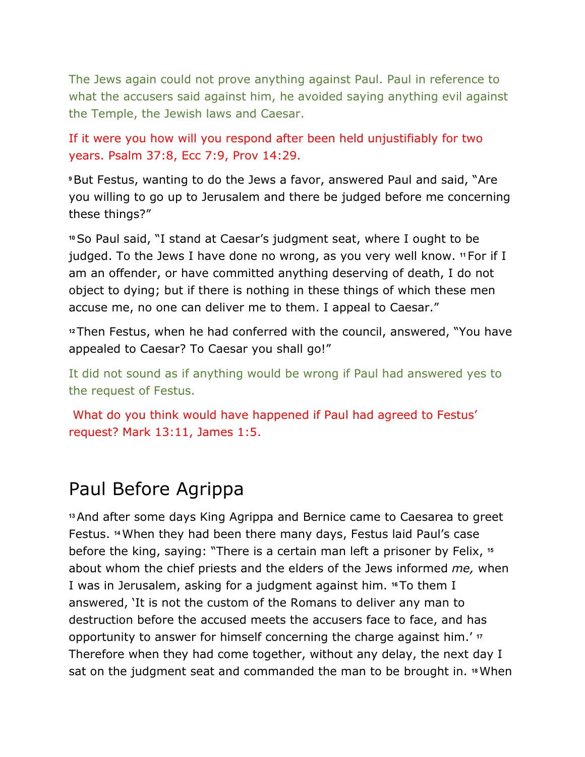The Jews again could not prove anything against Paul. Paul in reference to what the accusers said against him, he avoided saying anything evil against the Temple, the Jewish laws and Caesar.

If it were you how will you respond after been held unjustifiably for two years. Psalm 37:8, Ecc 7:9, Prov 14:29.

[9] But Festus, wanting to do the Jews a favor, answered Paul and said, "Are you willing to go up to Jerusalem and there be judged before me concerning these things?"

[10] So Paul said, "I stand at Caesar's judgment seat, where I ought to be judged. To the Jews I have done no wrong, as you very well know. [11] For if I am an offender, or have committed anything deserving of death, I do not object to dying; but if there is nothing in these things of which these men accuse me, no one can deliver me to them. I appeal to Caesar."

[12] Then Festus, when he had conferred with the council, answered, "You have appealed to Caesar? To Caesar you shall go!"

It did not sound as if anything would be wrong if Paul had answered yes to the request of Festus.

What do you think would have happened if Paul had agreed to Festus' request? Mark 13:11, James 1:5.

## Paul Before Agrippa

[13] And after some days King Agrippa and Bernice came to Caesarea to greet Festus. [14] When they had been there many days, Festus laid Paul's case before the king, saying: "There is a certain man left a prisoner by Felix, [15] about whom the chief priests and the elders of the Jews informed *me,* when I was in Jerusalem, asking for a judgment against him. [16] To them I answered, 'It is not the custom of the Romans to deliver any man to destruction before the accused meets the accusers face to face, and has opportunity to answer for himself concerning the charge against him.' [17] Therefore when they had come together, without any delay, the next day I sat on the judgment seat and commanded the man to be brought in. [18] When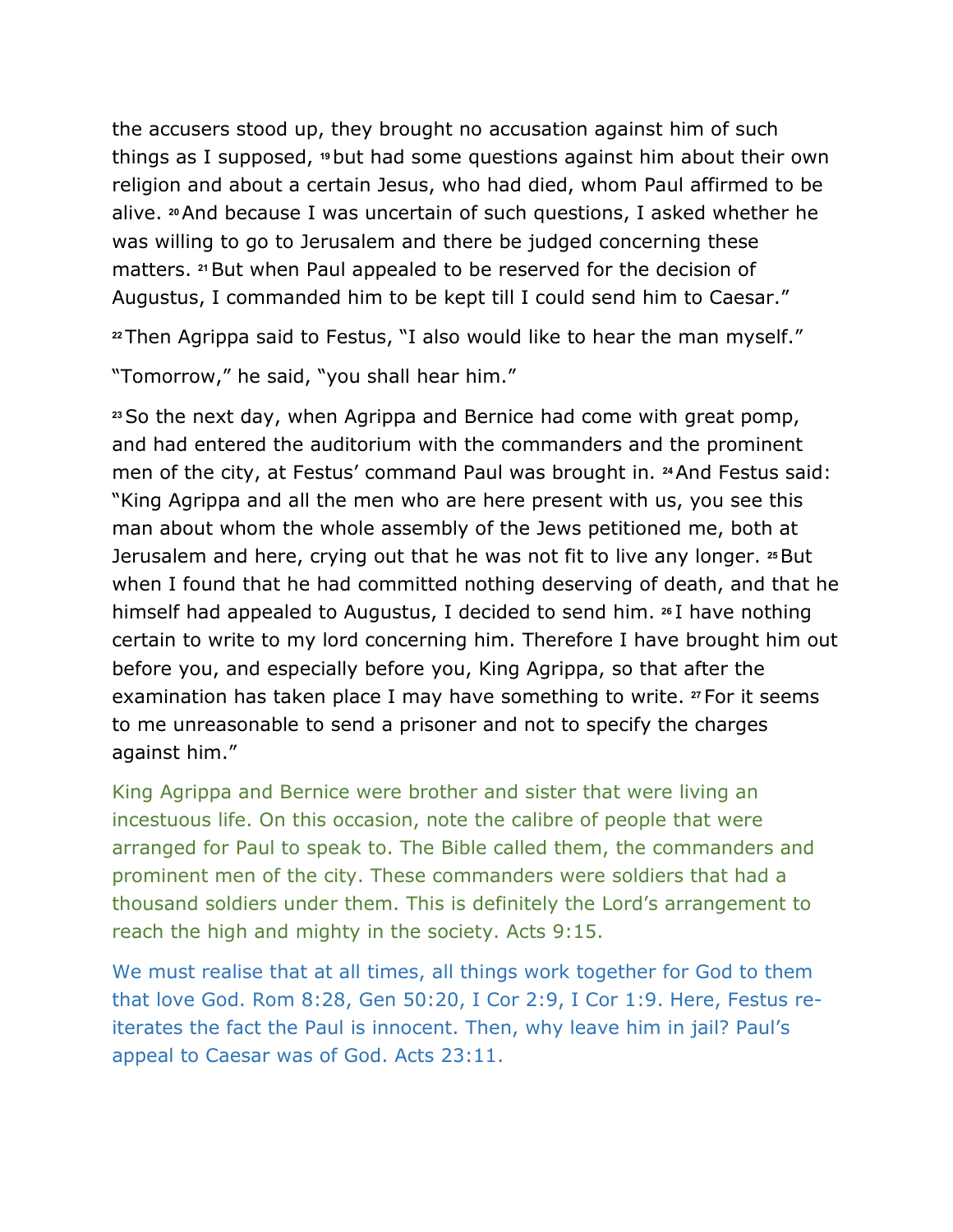the accusers stood up, they brought no accusation against him of such things as I supposed, [19] but had some questions against him about their own religion and about a certain Jesus, who had died, whom Paul affirmed to be alive. [20] And because I was uncertain of such questions, I asked whether he was willing to go to Jerusalem and there be judged concerning these matters. [21] But when Paul appealed to be reserved for the decision of Augustus, I commanded him to be kept till I could send him to Caesar."

[22] Then Agrippa said to Festus, "I also would like to hear the man myself."

"Tomorrow," he said, "you shall hear him."

[23] So the next day, when Agrippa and Bernice had come with great pomp, and had entered the auditorium with the commanders and the prominent men of the city, at Festus' command Paul was brought in. [24] And Festus said: "King Agrippa and all the men who are here present with us, you see this man about whom the whole assembly of the Jews petitioned me, both at Jerusalem and here, crying out that he was not fit to live any longer. [25] But when I found that he had committed nothing deserving of death, and that he himself had appealed to Augustus, I decided to send him. [26] I have nothing certain to write to my lord concerning him. Therefore I have brought him out before you, and especially before you, King Agrippa, so that after the examination has taken place I may have something to write. [27] For it seems to me unreasonable to send a prisoner and not to specify the charges against him."

King Agrippa and Bernice were brother and sister that were living an incestuous life. On this occasion, note the calibre of people that were arranged for Paul to speak to. The Bible called them, the commanders and prominent men of the city. These commanders were soldiers that had a thousand soldiers under them. This is definitely the Lord's arrangement to reach the high and mighty in the society. Acts 9:15.

We must realise that at all times, all things work together for God to them that love God. Rom 8:28, Gen 50:20, I Cor 2:9, I Cor 1:9. Here, Festus re-iterates the fact the Paul is innocent. Then, why leave him in jail? Paul's appeal to Caesar was of God. Acts 23:11.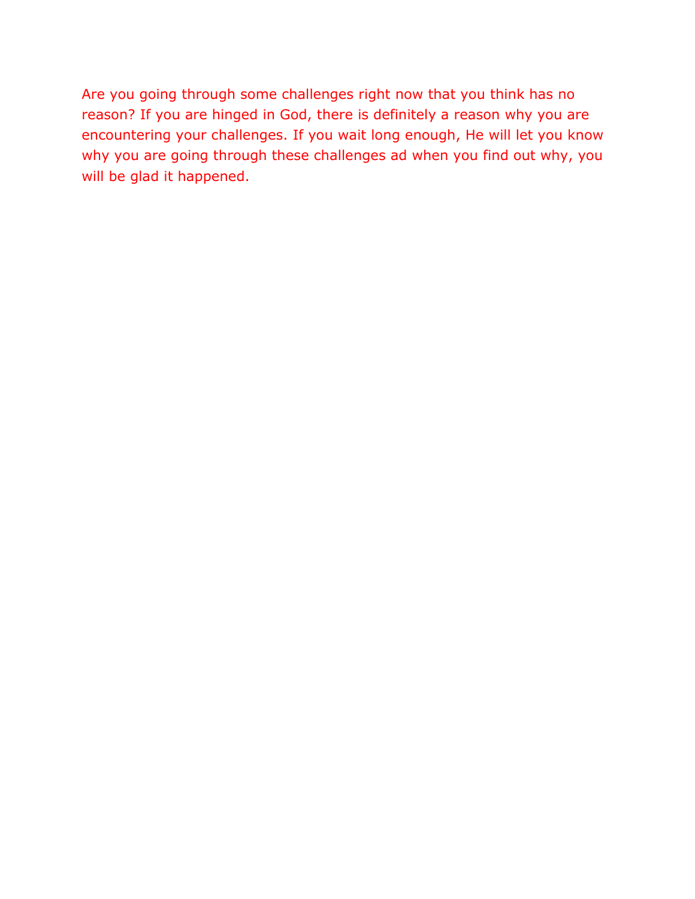Are you going through some challenges right now that you think has no reason? If you are hinged in God, there is definitely a reason why you are encountering your challenges. If you wait long enough, He will let you know why you are going through these challenges ad when you find out why, you will be glad it happened.